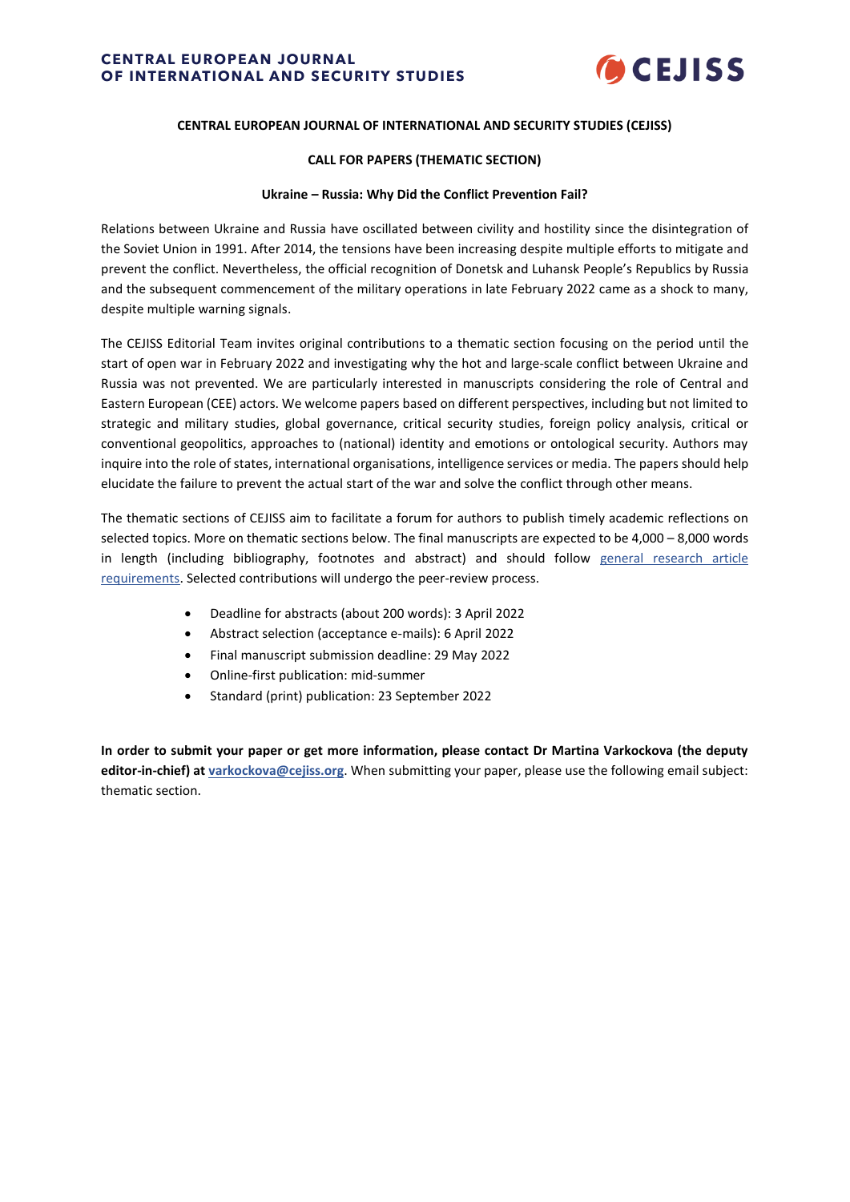# CENTRAL EUROPEAN JOURNAL OF INTERNATIONAL AND SECURITY STUDIES (CEJISS)

## CALL FOR PAPERS (THEMATIC SECTION)

### Ukraine – Russia: Why Did the Conflict Prevention Fail?

Relations between Ukraine and Russia have oscillated between civility and hostility since the disintegration of the Soviet Union in 1991. After 2014, the tensions have been increasing despite multiple efforts to mitigate and prevent the conflict. Nevertheless, the official recognition of Donetsk and Luhansk People's Republics by Russia and the subsequent commencement of the military operations in late February 2022 came as a shock to many, despite multiple warning signals.

The CEJISS Editorial Team invites original contributions to a thematic section focusing on the period until the start of open war in February 2022 and investigating why the hot and large-scale conflict between Ukraine and Russia was not prevented. We are particularly interested in manuscripts considering the role of Central and Eastern European (CEE) actors. We welcome papers based on different perspectives, including but not limited to strategic and military studies, global governance, critical security studies, foreign policy analysis, critical or conventional geopolitics, approaches to (national) identity and emotions or ontological security. Authors may inquire into the role of states, international organisations, intelligence services or media. The papers should help elucidate the failure to prevent the actual start of the war and solve the conflict through other means.

The thematic sections of CEJISS aim to facilitate a forum for authors to publish timely academic reflections on selected topics. More on thematic sections below. The final manuscripts are expected to be 4,000 – 8,000 words in length (including bibliography, footnotes and abstract) and should follow general research article requirements. Selected contributions will undergo the peer-review process.

- Deadline for abstracts (about 200 words): 3 April 2022
- Abstract selection (acceptance e-mails): 6 April 2022
- Final manuscript submission deadline: 29 May 2022
- Online-first publication: mid-summer
- Standard (print) publication: 23 September 2022

**In order to submit your paper or get more information, please contact Dr Martina Varkockova (the deputy editor-in-chief) at varkockova@cejiss.org**. When submitting your paper, please use the following email subject: thematic section.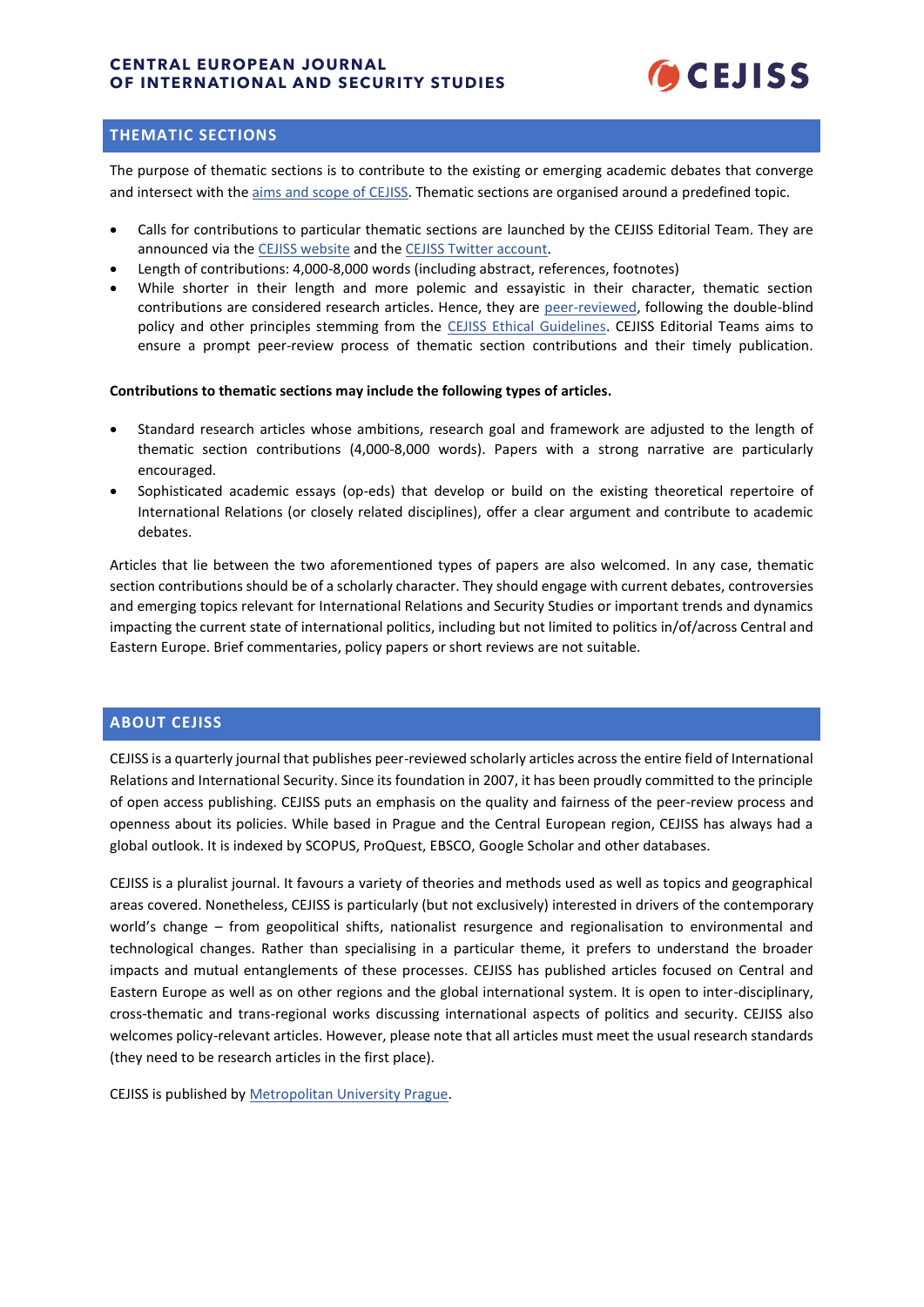## THEMATIC SECTIONS

The purpose of thematic sections is to contribute to the existing or emerging academic debates that converge and intersect with the aims and scope of CEJISS. Thematic sections are organised around a predefined topic.

- Calls for contributions to particular thematic sections are launched by the CEJISS Editorial Team. They are announced via the CEJISS website and the CEJISS Twitter account.
- Length of contributions: 4,000-8,000 words (including abstract, references, footnotes)
- While shorter in their length and more polemic and essayistic in their character, thematic section contributions are considered research articles. Hence, they are peer-reviewed, following the double-blind policy and other principles stemming from the CEJISS Ethical Guidelines. CEJISS Editorial Teams aims to ensure a prompt peer-review process of thematic section contributions and their timely publication.

**Contributions to thematic sections may include the following types of articles.**

- Standard research articles whose ambitions, research goal and framework are adjusted to the length of thematic section contributions (4,000-8,000 words). Papers with a strong narrative are particularly encouraged.
- Sophisticated academic essays (op-eds) that develop or build on the existing theoretical repertoire of International Relations (or closely related disciplines), offer a clear argument and contribute to academic debates.

Articles that lie between the two aforementioned types of papers are also welcomed. In any case, thematic section contributions should be of a scholarly character. They should engage with current debates, controversies and emerging topics relevant for International Relations and Security Studies or important trends and dynamics impacting the current state of international politics, including but not limited to politics in/of/across Central and Eastern Europe. Brief commentaries, policy papers or short reviews are not suitable.

## ABOUT CEJISS

CEJISS is a quarterly journal that publishes peer-reviewed scholarly articles across the entire field of International Relations and International Security. Since its foundation in 2007, it has been proudly committed to the principle of open access publishing. CEJISS puts an emphasis on the quality and fairness of the peer-review process and openness about its policies. While based in Prague and the Central European region, CEJISS has always had a global outlook. It is indexed by SCOPUS, ProQuest, EBSCO, Google Scholar and other databases.

CEJISS is a pluralist journal. It favours a variety of theories and methods used as well as topics and geographical areas covered. Nonetheless, CEJISS is particularly (but not exclusively) interested in drivers of the contemporary world's change – from geopolitical shifts, nationalist resurgence and regionalisation to environmental and technological changes. Rather than specialising in a particular theme, it prefers to understand the broader impacts and mutual entanglements of these processes. CEJISS has published articles focused on Central and Eastern Europe as well as on other regions and the global international system. It is open to inter-disciplinary, cross-thematic and trans-regional works discussing international aspects of politics and security. CEJISS also welcomes policy-relevant articles. However, please note that all articles must meet the usual research standards (they need to be research articles in the first place).

CEJISS is published by Metropolitan University Prague.